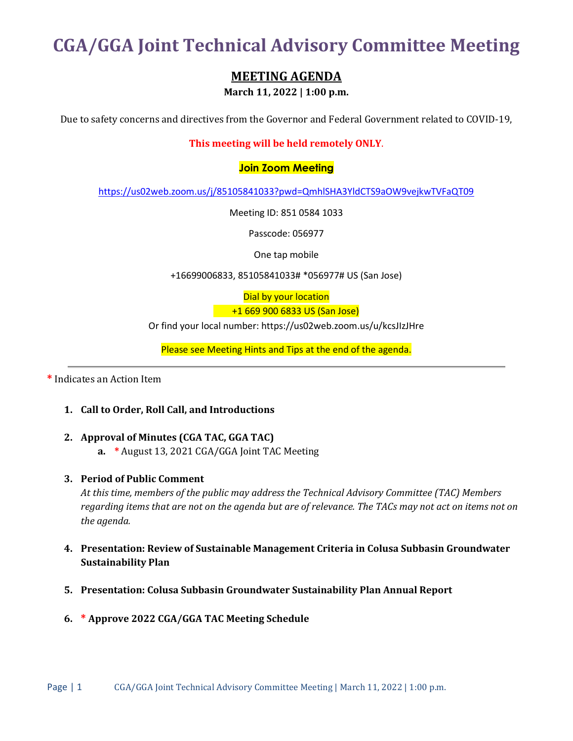# CGA/GGA Joint Technical Advisory Committee Meeting

## MEETING AGENDA

**March 11, 2022 | 1:00 p.m.**

Due to safety concerns and directives from the Governor and Federal Government related to COVID-19,

**This meeting will be held remotely ONLY.**

**Join Zoom Meeting**

https://us02web.zoom.us/j/85105841033?pwd=QmhlSHA3YldCTS9aOW9vejkwTVFaQT09

Meeting ID: 851 0584 1033

Passcode: 056977

One tap mobile

+16699006833, 85105841033# *056977# US (San Jose)

Dial by your location

+1 669 900 6833 US (San Jose)

Or find your local number: https://us02web.zoom.us/u/kcsJIzJHre

Please see Meeting Hints and Tips at the end of the agenda.

---

* Indicates an Action Item

1. **Call to Order, Roll Call, and Introductions**

2. **Approval of Minutes (CGA TAC, GGA TAC)**
   a. * August 13, 2021 CGA/GGA Joint TAC Meeting

3. **Period of Public Comment**
   *At this time, members of the public may address the Technical Advisory Committee (TAC) Members regarding items that are not on the agenda but are of relevance. The TACs may not act on items not on the agenda.*

4. **Presentation: Review of Sustainable Management Criteria in Colusa Subbasin Groundwater Sustainability Plan**

5. **Presentation: Colusa Subbasin Groundwater Sustainability Plan Annual Report**

6. **\* Approve 2022 CGA/GGA TAC Meeting Schedule**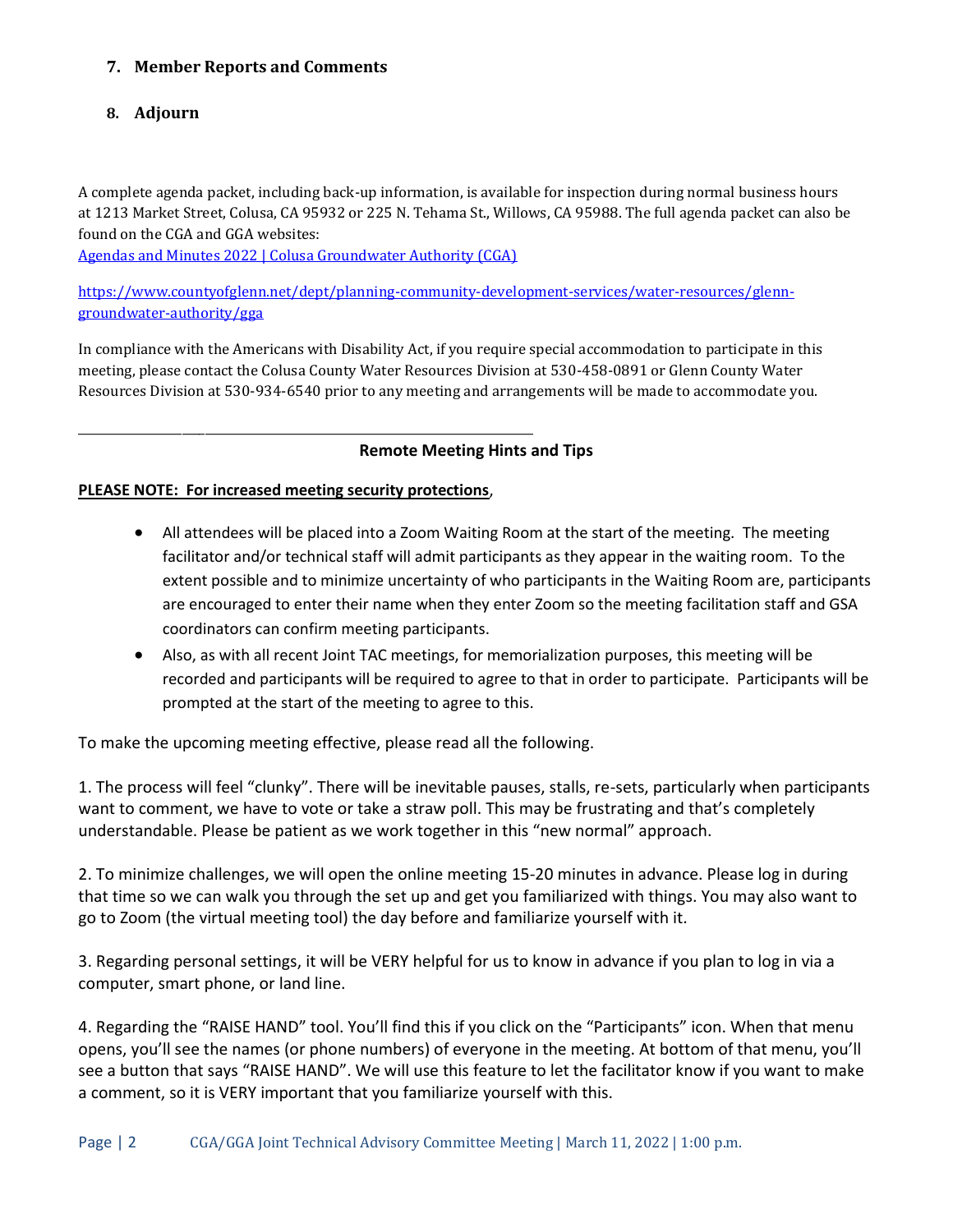7. **Member Reports and Comments**

8. **Adjourn**

A complete agenda packet, including back-up information, is available for inspection during normal business hours at 1213 Market Street, Colusa, CA 95932 or 225 N. Tehama St., Willows, CA 95988. The full agenda packet can also be found on the CGA and GGA websites:
[Agendas and Minutes 2022 | Colusa Groundwater Authority (CGA)]()

[https://www.countyofglenn.net/dept/planning-community-development-services/water-resources/glenn-groundwater-authority/gga](https://www.countyofglenn.net/dept/planning-community-development-services/water-resources/glenn-groundwater-authority/gga)

In compliance with the Americans with Disability Act, if you require special accommodation to participate in this meeting, please contact the Colusa County Water Resources Division at 530-458-0891 or Glenn County Water Resources Division at 530-934-6540 prior to any meeting and arrangements will be made to accommodate you.

---

**Remote Meeting Hints and Tips**

**PLEASE NOTE: For increased meeting security protections**,

- All attendees will be placed into a Zoom Waiting Room at the start of the meeting. The meeting facilitator and/or technical staff will admit participants as they appear in the waiting room. To the extent possible and to minimize uncertainty of who participants in the Waiting Room are, participants are encouraged to enter their name when they enter Zoom so the meeting facilitation staff and GSA coordinators can confirm meeting participants.
- Also, as with all recent Joint TAC meetings, for memorialization purposes, this meeting will be recorded and participants will be required to agree to that in order to participate. Participants will be prompted at the start of the meeting to agree to this.

To make the upcoming meeting effective, please read all the following.

1. The process will feel "clunky". There will be inevitable pauses, stalls, re-sets, particularly when participants want to comment, we have to vote or take a straw poll. This may be frustrating and that's completely understandable. Please be patient as we work together in this "new normal" approach.

2. To minimize challenges, we will open the online meeting 15-20 minutes in advance. Please log in during that time so we can walk you through the set up and get you familiarized with things. You may also want to go to Zoom (the virtual meeting tool) the day before and familiarize yourself with it.

3. Regarding personal settings, it will be VERY helpful for us to know in advance if you plan to log in via a computer, smart phone, or land line.

4. Regarding the "RAISE HAND" tool. You'll find this if you click on the "Participants" icon. When that menu opens, you'll see the names (or phone numbers) of everyone in the meeting. At bottom of that menu, you'll see a button that says "RAISE HAND". We will use this feature to let the facilitator know if you want to make a comment, so it is VERY important that you familiarize yourself with this.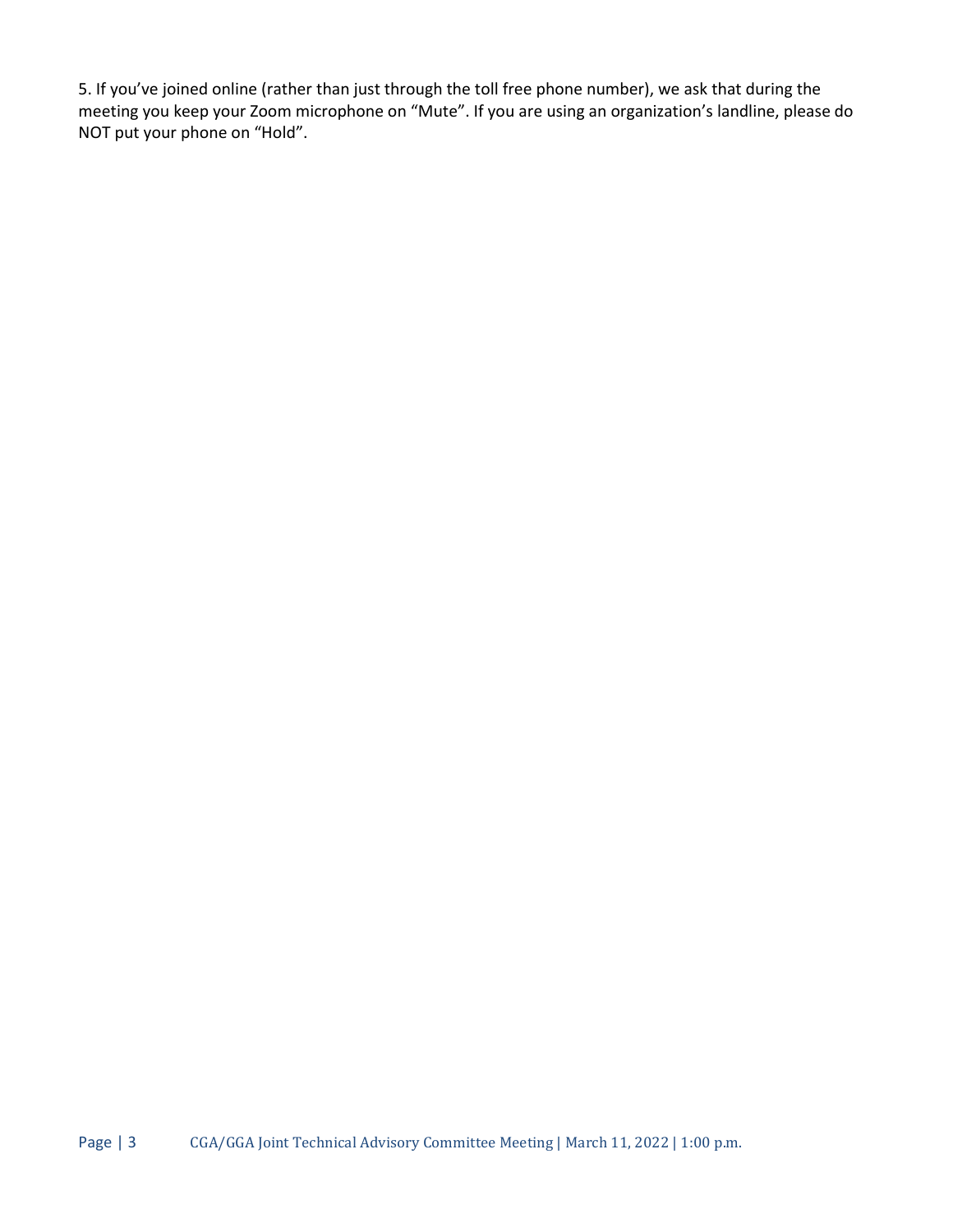5. If you've joined online (rather than just through the toll free phone number), we ask that during the meeting you keep your Zoom microphone on "Mute". If you are using an organization's landline, please do NOT put your phone on "Hold".